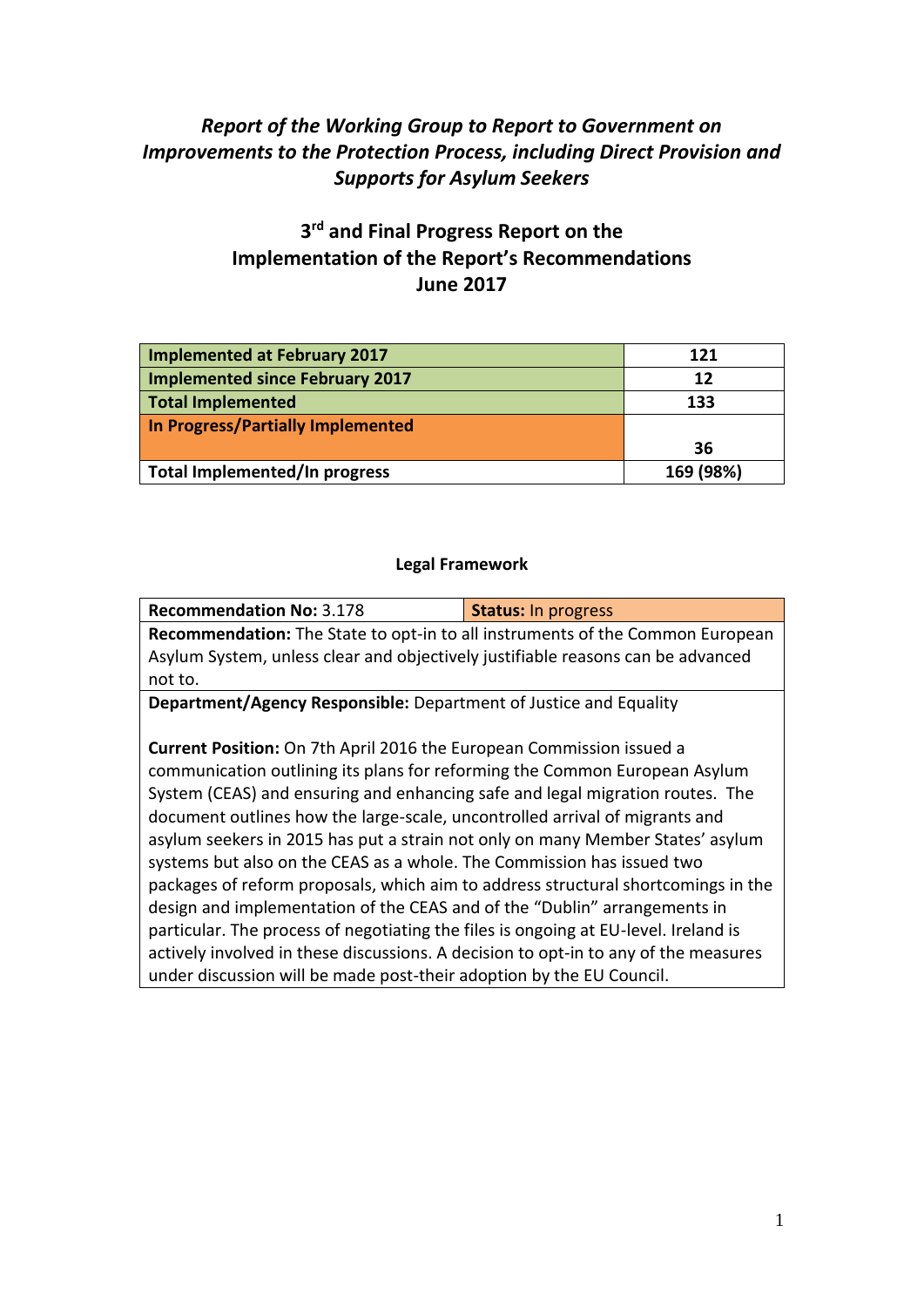*Report of the Working Group to Report to Government on Improvements to the Protection Process, including Direct Provision and Supports for Asylum Seekers*

# 3rd and Final Progress Report on the Implementation of the Report's Recommendations June 2017

| | |
|---|---|
| **Implemented at February 2017** | **121** |
| **Implemented since February 2017** | **12** |
| **Total Implemented** | **133** |
| **In Progress/Partially Implemented** | **36** |
| **Total Implemented/In progress** | **169 (98%)** |

## Legal Framework

| **Recommendation No:** 3.178 | **Status:** In progress |
|---|---|
| **Recommendation:** The State to opt-in to all instruments of the Common European Asylum System, unless clear and objectively justifiable reasons can be advanced not to. | |
| **Department/Agency Responsible:** Department of Justice and Equality<br><br>**Current Position:** On 7th April 2016 the European Commission issued a communication outlining its plans for reforming the Common European Asylum System (CEAS) and ensuring and enhancing safe and legal migration routes. The document outlines how the large-scale, uncontrolled arrival of migrants and asylum seekers in 2015 has put a strain not only on many Member States' asylum systems but also on the CEAS as a whole. The Commission has issued two packages of reform proposals, which aim to address structural shortcomings in the design and implementation of the CEAS and of the "Dublin" arrangements in particular. The process of negotiating the files is ongoing at EU-level. Ireland is actively involved in these discussions. A decision to opt-in to any of the measures under discussion will be made post-their adoption by the EU Council. | |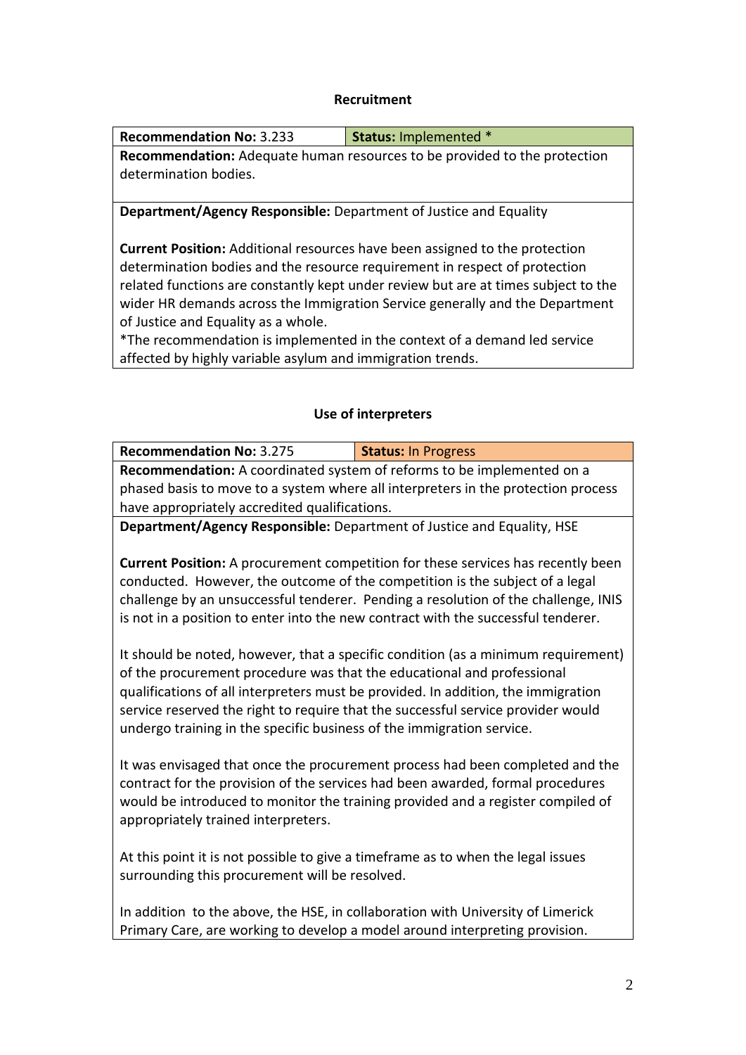### Recruitment

| **Recommendation No:** 3.233 | **Status:** Implemented * |
|---|---|
| **Recommendation:** Adequate human resources to be provided to the protection determination bodies. | |
| **Department/Agency Responsible:** Department of Justice and Equality<br><br>**Current Position:** Additional resources have been assigned to the protection determination bodies and the resource requirement in respect of protection related functions are constantly kept under review but are at times subject to the wider HR demands across the Immigration Service generally and the Department of Justice and Equality as a whole.<br>*The recommendation is implemented in the context of a demand led service affected by highly variable asylum and immigration trends. | |

### Use of interpreters

| **Recommendation No:** 3.275 | **Status:** In Progress |
|---|---|
| **Recommendation:** A coordinated system of reforms to be implemented on a phased basis to move to a system where all interpreters in the protection process have appropriately accredited qualifications. | |
| **Department/Agency Responsible:** Department of Justice and Equality, HSE<br><br>**Current Position:** A procurement competition for these services has recently been conducted. However, the outcome of the competition is the subject of a legal challenge by an unsuccessful tenderer. Pending a resolution of the challenge, INIS is not in a position to enter into the new contract with the successful tenderer.<br><br>It should be noted, however, that a specific condition (as a minimum requirement) of the procurement procedure was that the educational and professional qualifications of all interpreters must be provided. In addition, the immigration service reserved the right to require that the successful service provider would undergo training in the specific business of the immigration service.<br><br>It was envisaged that once the procurement process had been completed and the contract for the provision of the services had been awarded, formal procedures would be introduced to monitor the training provided and a register compiled of appropriately trained interpreters.<br><br>At this point it is not possible to give a timeframe as to when the legal issues surrounding this procurement will be resolved.<br><br>In addition to the above, the HSE, in collaboration with University of Limerick Primary Care, are working to develop a model around interpreting provision. | |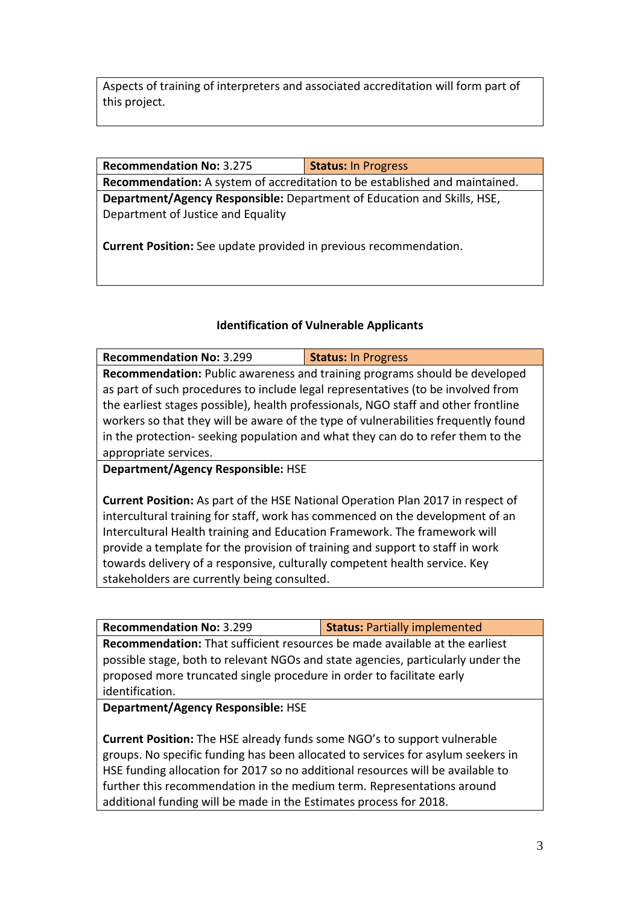Aspects of training of interpreters and associated accreditation will form part of this project.

| **Recommendation No:** 3.275 | **Status:** In Progress |
|---|---|
| **Recommendation:** A system of accreditation to be established and maintained. | |
| **Department/Agency Responsible:** Department of Education and Skills, HSE, Department of Justice and Equality<br><br>**Current Position:** See update provided in previous recommendation. | |

### Identification of Vulnerable Applicants

| **Recommendation No:** 3.299 | **Status:** In Progress |
|---|---|
| **Recommendation:** Public awareness and training programs should be developed as part of such procedures to include legal representatives (to be involved from the earliest stages possible), health professionals, NGO staff and other frontline workers so that they will be aware of the type of vulnerabilities frequently found in the protection- seeking population and what they can do to refer them to the appropriate services. | |
| **Department/Agency Responsible:** HSE<br><br>**Current Position:** As part of the HSE National Operation Plan 2017 in respect of intercultural training for staff, work has commenced on the development of an Intercultural Health training and Education Framework. The framework will provide a template for the provision of training and support to staff in work towards delivery of a responsive, culturally competent health service. Key stakeholders are currently being consulted. | |

| **Recommendation No:** 3.299 | **Status:** Partially implemented |
|---|---|
| **Recommendation:** That sufficient resources be made available at the earliest possible stage, both to relevant NGOs and state agencies, particularly under the proposed more truncated single procedure in order to facilitate early identification. | |
| **Department/Agency Responsible:** HSE<br><br>**Current Position:** The HSE already funds some NGO's to support vulnerable groups. No specific funding has been allocated to services for asylum seekers in HSE funding allocation for 2017 so no additional resources will be available to further this recommendation in the medium term. Representations around additional funding will be made in the Estimates process for 2018. | |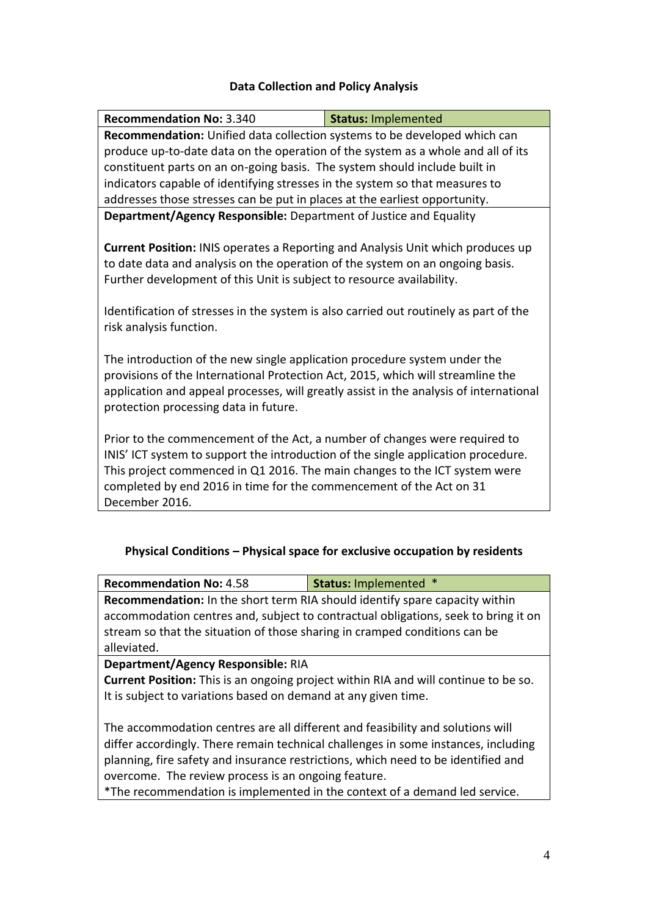### Data Collection and Policy Analysis

| **Recommendation No:** 3.340 | **Status:** Implemented |
|---|---|
| **Recommendation:** Unified data collection systems to be developed which can produce up-to-date data on the operation of the system as a whole and all of its constituent parts on an on-going basis. The system should include built in indicators capable of identifying stresses in the system so that measures to addresses those stresses can be put in places at the earliest opportunity. | |
| **Department/Agency Responsible:** Department of Justice and Equality<br><br>**Current Position:** INIS operates a Reporting and Analysis Unit which produces up to date data and analysis on the operation of the system on an ongoing basis. Further development of this Unit is subject to resource availability.<br><br>Identification of stresses in the system is also carried out routinely as part of the risk analysis function.<br><br>The introduction of the new single application procedure system under the provisions of the International Protection Act, 2015, which will streamline the application and appeal processes, will greatly assist in the analysis of international protection processing data in future.<br><br>Prior to the commencement of the Act, a number of changes were required to INIS' ICT system to support the introduction of the single application procedure. This project commenced in Q1 2016. The main changes to the ICT system were completed by end 2016 in time for the commencement of the Act on 31 December 2016. | |

### Physical Conditions – Physical space for exclusive occupation by residents

| **Recommendation No:** 4.58 | **Status:** Implemented * |
|---|---|
| **Recommendation:** In the short term RIA should identify spare capacity within accommodation centres and, subject to contractual obligations, seek to bring it on stream so that the situation of those sharing in cramped conditions can be alleviated. | |
| **Department/Agency Responsible:** RIA<br>**Current Position:** This is an ongoing project within RIA and will continue to be so. It is subject to variations based on demand at any given time.<br><br>The accommodation centres are all different and feasibility and solutions will differ accordingly. There remain technical challenges in some instances, including planning, fire safety and insurance restrictions, which need to be identified and overcome. The review process is an ongoing feature.<br>*The recommendation is implemented in the context of a demand led service. | |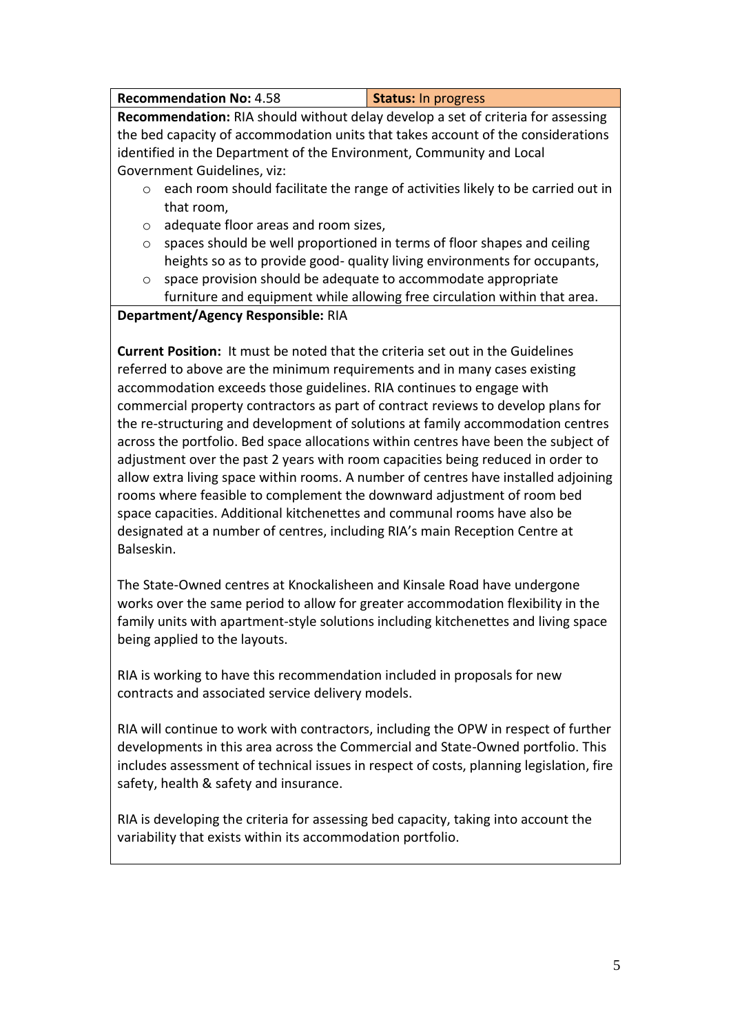| **Recommendation No:** 4.58 | **Status:** In progress |
|---|---|

**Recommendation:** RIA should without delay develop a set of criteria for assessing the bed capacity of accommodation units that takes account of the considerations identified in the Department of the Environment, Community and Local Government Guidelines, viz:

- each room should facilitate the range of activities likely to be carried out in that room,
- adequate floor areas and room sizes,
- spaces should be well proportioned in terms of floor shapes and ceiling heights so as to provide good- quality living environments for occupants,
- space provision should be adequate to accommodate appropriate furniture and equipment while allowing free circulation within that area.

**Department/Agency Responsible:** RIA

**Current Position:** It must be noted that the criteria set out in the Guidelines referred to above are the minimum requirements and in many cases existing accommodation exceeds those guidelines. RIA continues to engage with commercial property contractors as part of contract reviews to develop plans for the re-structuring and development of solutions at family accommodation centres across the portfolio. Bed space allocations within centres have been the subject of adjustment over the past 2 years with room capacities being reduced in order to allow extra living space within rooms. A number of centres have installed adjoining rooms where feasible to complement the downward adjustment of room bed space capacities. Additional kitchenettes and communal rooms have also be designated at a number of centres, including RIA's main Reception Centre at Balseskin.

The State-Owned centres at Knockalisheen and Kinsale Road have undergone works over the same period to allow for greater accommodation flexibility in the family units with apartment-style solutions including kitchenettes and living space being applied to the layouts.

RIA is working to have this recommendation included in proposals for new contracts and associated service delivery models.

RIA will continue to work with contractors, including the OPW in respect of further developments in this area across the Commercial and State-Owned portfolio. This includes assessment of technical issues in respect of costs, planning legislation, fire safety, health & safety and insurance.

RIA is developing the criteria for assessing bed capacity, taking into account the variability that exists within its accommodation portfolio.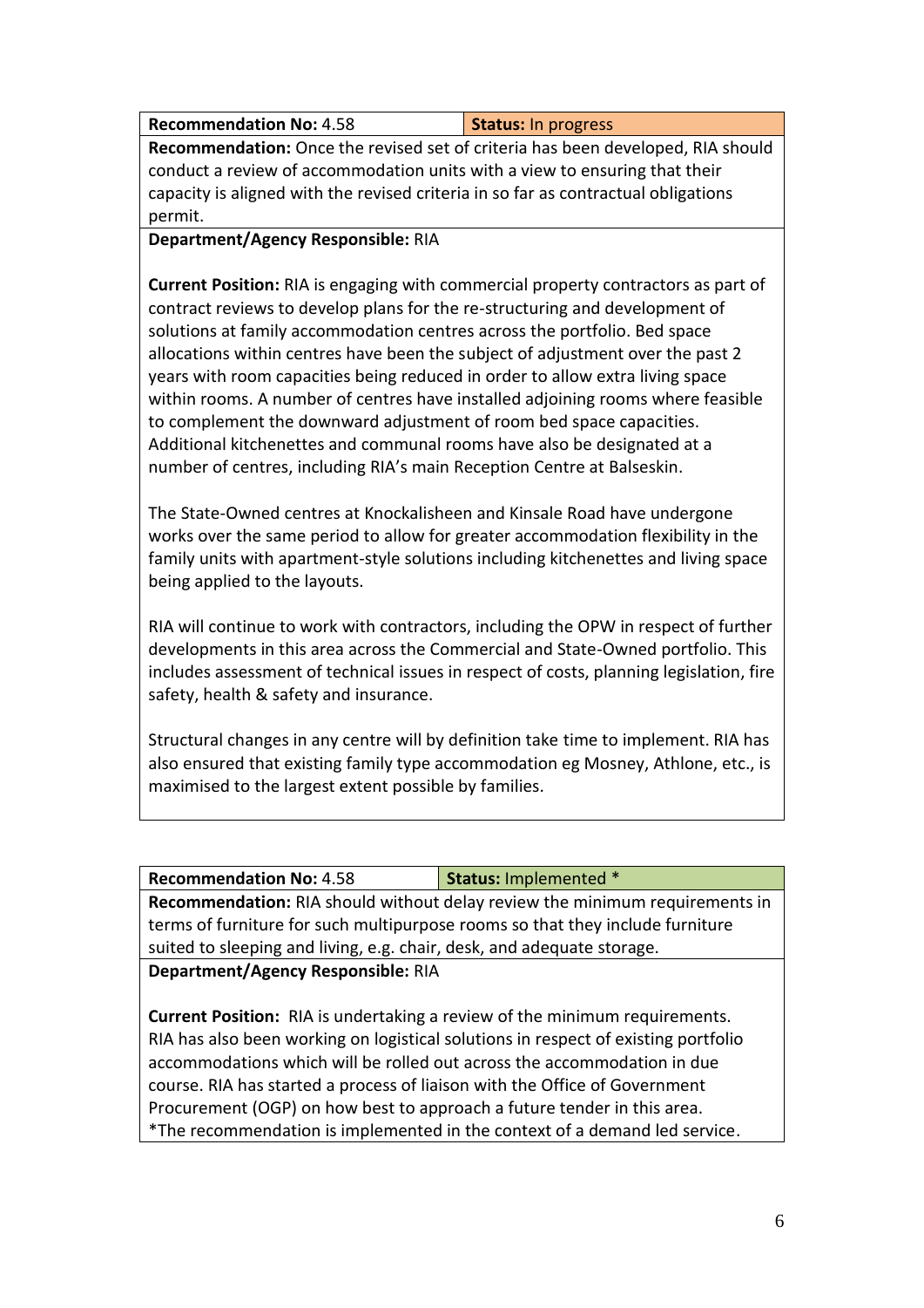| **Recommendation No:** 4.58 | **Status:** In progress |
|---|---|

**Recommendation:** Once the revised set of criteria has been developed, RIA should conduct a review of accommodation units with a view to ensuring that their capacity is aligned with the revised criteria in so far as contractual obligations permit.

**Department/Agency Responsible:** RIA

**Current Position:** RIA is engaging with commercial property contractors as part of contract reviews to develop plans for the re-structuring and development of solutions at family accommodation centres across the portfolio. Bed space allocations within centres have been the subject of adjustment over the past 2 years with room capacities being reduced in order to allow extra living space within rooms. A number of centres have installed adjoining rooms where feasible to complement the downward adjustment of room bed space capacities. Additional kitchenettes and communal rooms have also be designated at a number of centres, including RIA's main Reception Centre at Balseskin.

The State-Owned centres at Knockalisheen and Kinsale Road have undergone works over the same period to allow for greater accommodation flexibility in the family units with apartment-style solutions including kitchenettes and living space being applied to the layouts.

RIA will continue to work with contractors, including the OPW in respect of further developments in this area across the Commercial and State-Owned portfolio. This includes assessment of technical issues in respect of costs, planning legislation, fire safety, health & safety and insurance.

Structural changes in any centre will by definition take time to implement. RIA has also ensured that existing family type accommodation eg Mosney, Athlone, etc., is maximised to the largest extent possible by families.

| **Recommendation No:** 4.58 | **Status:** Implemented * |
|---|---|

**Recommendation:** RIA should without delay review the minimum requirements in terms of furniture for such multipurpose rooms so that they include furniture suited to sleeping and living, e.g. chair, desk, and adequate storage.

**Department/Agency Responsible:** RIA

**Current Position:** RIA is undertaking a review of the minimum requirements. RIA has also been working on logistical solutions in respect of existing portfolio accommodations which will be rolled out across the accommodation in due course. RIA has started a process of liaison with the Office of Government Procurement (OGP) on how best to approach a future tender in this area.
*The recommendation is implemented in the context of a demand led service.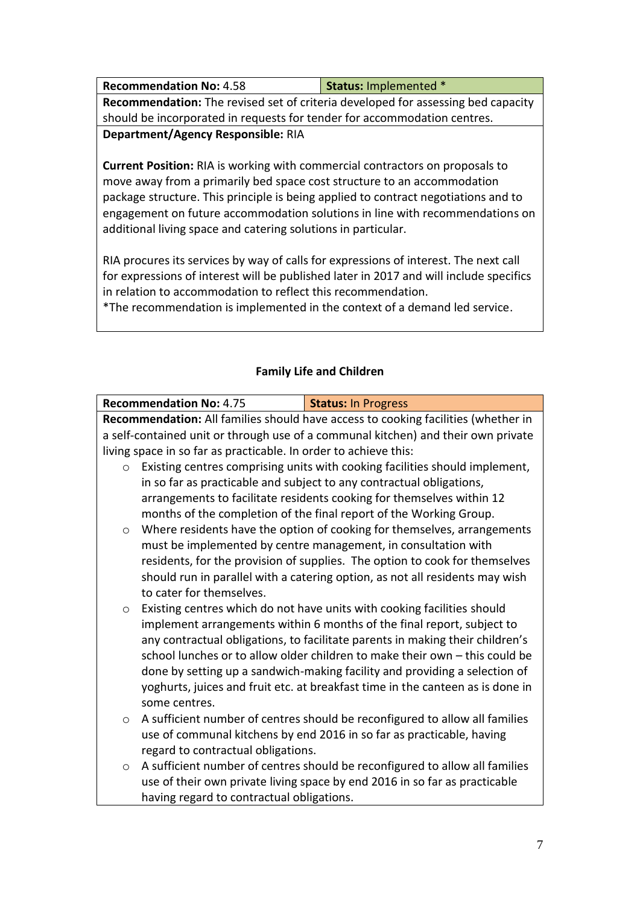| **Recommendation No:** 4.58 | **Status:** Implemented * |
|---|---|
| **Recommendation:** The revised set of criteria developed for assessing bed capacity should be incorporated in requests for tender for accommodation centres. | |
| **Department/Agency Responsible:** RIA<br><br>**Current Position:** RIA is working with commercial contractors on proposals to move away from a primarily bed space cost structure to an accommodation package structure. This principle is being applied to contract negotiations and to engagement on future accommodation solutions in line with recommendations on additional living space and catering solutions in particular.<br><br>RIA procures its services by way of calls for expressions of interest. The next call for expressions of interest will be published later in 2017 and will include specifics in relation to accommodation to reflect this recommendation.<br>*The recommendation is implemented in the context of a demand led service. | |

### Family Life and Children

| **Recommendation No:** 4.75 | **Status:** In Progress |
|---|---|
| **Recommendation:** All families should have access to cooking facilities (whether in a self-contained unit or through use of a communal kitchen) and their own private living space in so far as practicable. In order to achieve this:<br>○ Existing centres comprising units with cooking facilities should implement, in so far as practicable and subject to any contractual obligations, arrangements to facilitate residents cooking for themselves within 12 months of the completion of the final report of the Working Group.<br>○ Where residents have the option of cooking for themselves, arrangements must be implemented by centre management, in consultation with residents, for the provision of supplies. The option to cook for themselves should run in parallel with a catering option, as not all residents may wish to cater for themselves.<br>○ Existing centres which do not have units with cooking facilities should implement arrangements within 6 months of the final report, subject to any contractual obligations, to facilitate parents in making their children's school lunches or to allow older children to make their own – this could be done by setting up a sandwich-making facility and providing a selection of yoghurts, juices and fruit etc. at breakfast time in the canteen as is done in some centres.<br>○ A sufficient number of centres should be reconfigured to allow all families use of communal kitchens by end 2016 in so far as practicable, having regard to contractual obligations.<br>○ A sufficient number of centres should be reconfigured to allow all families use of their own private living space by end 2016 in so far as practicable having regard to contractual obligations. | |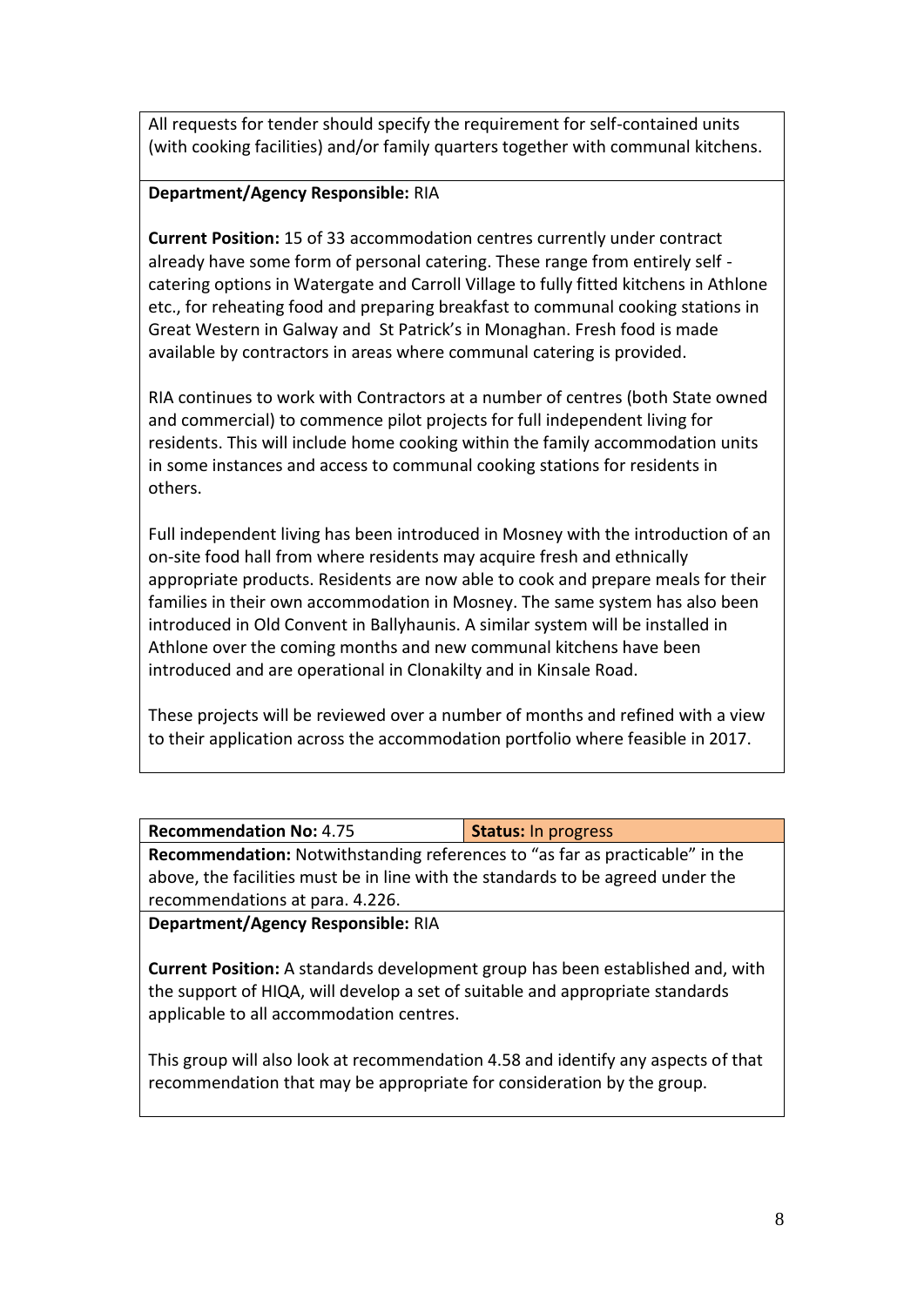All requests for tender should specify the requirement for self-contained units (with cooking facilities) and/or family quarters together with communal kitchens.

**Department/Agency Responsible:** RIA

**Current Position:** 15 of 33 accommodation centres currently under contract already have some form of personal catering. These range from entirely self - catering options in Watergate and Carroll Village to fully fitted kitchens in Athlone etc., for reheating food and preparing breakfast to communal cooking stations in Great Western in Galway and St Patrick's in Monaghan. Fresh food is made available by contractors in areas where communal catering is provided.

RIA continues to work with Contractors at a number of centres (both State owned and commercial) to commence pilot projects for full independent living for residents. This will include home cooking within the family accommodation units in some instances and access to communal cooking stations for residents in others.

Full independent living has been introduced in Mosney with the introduction of an on-site food hall from where residents may acquire fresh and ethnically appropriate products. Residents are now able to cook and prepare meals for their families in their own accommodation in Mosney. The same system has also been introduced in Old Convent in Ballyhaunis. A similar system will be installed in Athlone over the coming months and new communal kitchens have been introduced and are operational in Clonakilty and in Kinsale Road.

These projects will be reviewed over a number of months and refined with a view to their application across the accommodation portfolio where feasible in 2017.

| **Recommendation No:** 4.75 | **Status:** In progress |
|---|---|

**Recommendation:** Notwithstanding references to "as far as practicable" in the above, the facilities must be in line with the standards to be agreed under the recommendations at para. 4.226.

**Department/Agency Responsible:** RIA

**Current Position:** A standards development group has been established and, with the support of HIQA, will develop a set of suitable and appropriate standards applicable to all accommodation centres.

This group will also look at recommendation 4.58 and identify any aspects of that recommendation that may be appropriate for consideration by the group.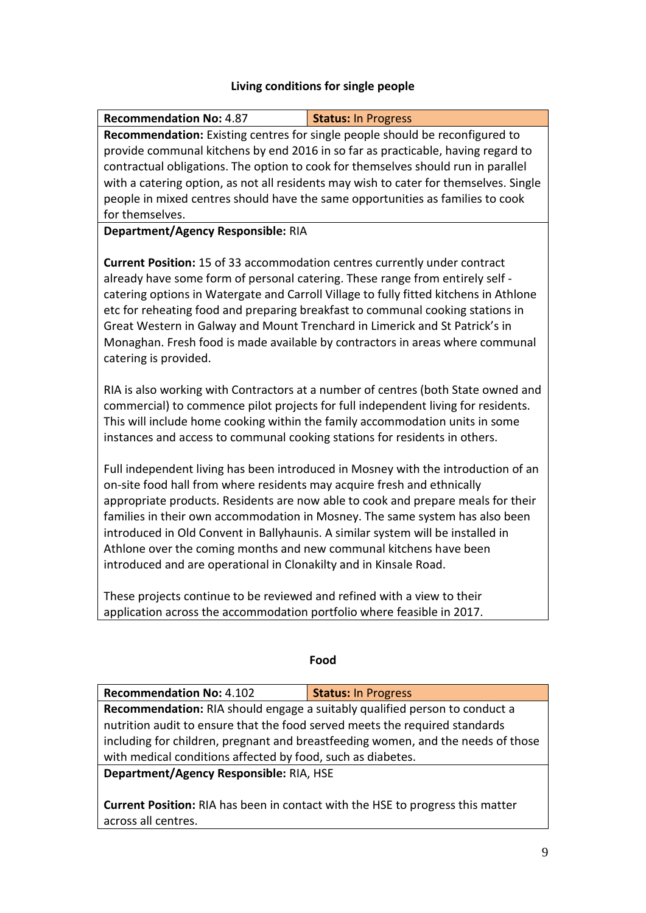**Living conditions for single people**

| **Recommendation No:** 4.87 | **Status:** In Progress |
|---|---|
| **Recommendation:** Existing centres for single people should be reconfigured to provide communal kitchens by end 2016 in so far as practicable, having regard to contractual obligations. The option to cook for themselves should run in parallel with a catering option, as not all residents may wish to cater for themselves. Single people in mixed centres should have the same opportunities as families to cook for themselves. | |
| **Department/Agency Responsible:** RIA<br><br>**Current Position:** 15 of 33 accommodation centres currently under contract already have some form of personal catering. These range from entirely self - catering options in Watergate and Carroll Village to fully fitted kitchens in Athlone etc for reheating food and preparing breakfast to communal cooking stations in Great Western in Galway and Mount Trenchard in Limerick and St Patrick's in Monaghan. Fresh food is made available by contractors in areas where communal catering is provided.<br><br>RIA is also working with Contractors at a number of centres (both State owned and commercial) to commence pilot projects for full independent living for residents. This will include home cooking within the family accommodation units in some instances and access to communal cooking stations for residents in others.<br><br>Full independent living has been introduced in Mosney with the introduction of an on-site food hall from where residents may acquire fresh and ethnically appropriate products. Residents are now able to cook and prepare meals for their families in their own accommodation in Mosney. The same system has also been introduced in Old Convent in Ballyhaunis. A similar system will be installed in Athlone over the coming months and new communal kitchens have been introduced and are operational in Clonakilty and in Kinsale Road.<br><br>These projects continue to be reviewed and refined with a view to their application across the accommodation portfolio where feasible in 2017. | |

**Food**

| **Recommendation No:** 4.102 | **Status:** In Progress |
|---|---|
| **Recommendation:** RIA should engage a suitably qualified person to conduct a nutrition audit to ensure that the food served meets the required standards including for children, pregnant and breastfeeding women, and the needs of those with medical conditions affected by food, such as diabetes. | |
| **Department/Agency Responsible:** RIA, HSE<br><br>**Current Position:** RIA has been in contact with the HSE to progress this matter across all centres. | |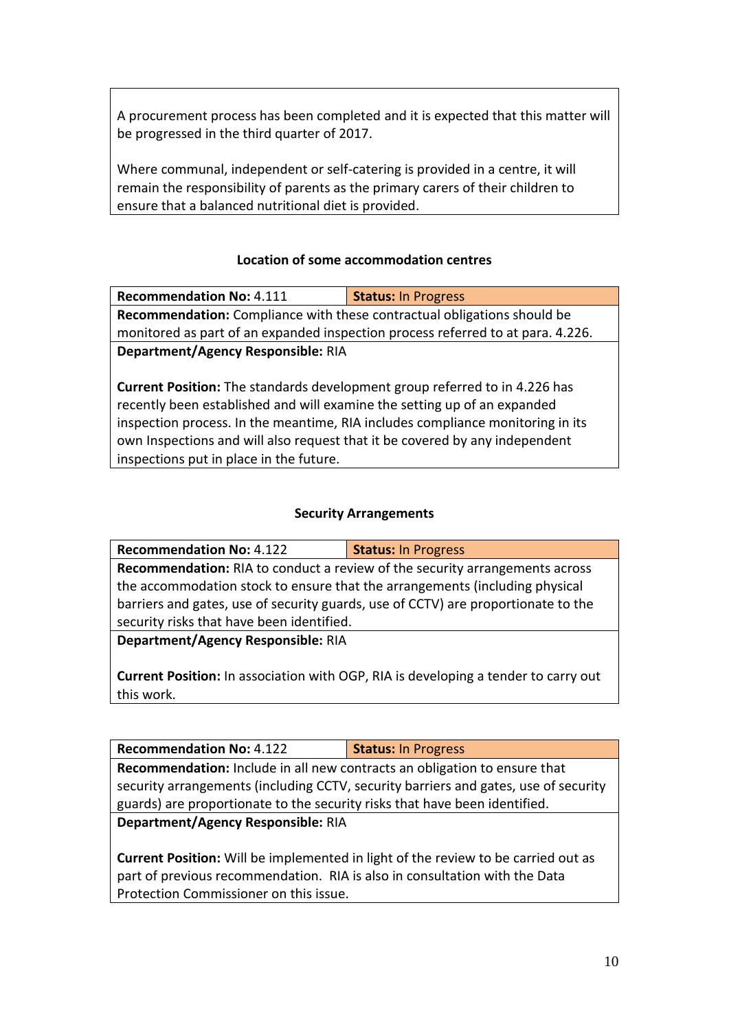A procurement process has been completed and it is expected that this matter will be progressed in the third quarter of 2017.

Where communal, independent or self-catering is provided in a centre, it will remain the responsibility of parents as the primary carers of their children to ensure that a balanced nutritional diet is provided.

### Location of some accommodation centres

| **Recommendation No:** 4.111 | **Status:** In Progress |
|---|---|
| **Recommendation:** Compliance with these contractual obligations should be monitored as part of an expanded inspection process referred to at para. 4.226. | |
| **Department/Agency Responsible:** RIA<br><br>**Current Position:** The standards development group referred to in 4.226 has recently been established and will examine the setting up of an expanded inspection process. In the meantime, RIA includes compliance monitoring in its own Inspections and will also request that it be covered by any independent inspections put in place in the future. | |

### Security Arrangements

| **Recommendation No:** 4.122 | **Status:** In Progress |
|---|---|
| **Recommendation:** RIA to conduct a review of the security arrangements across the accommodation stock to ensure that the arrangements (including physical barriers and gates, use of security guards, use of CCTV) are proportionate to the security risks that have been identified. | |
| **Department/Agency Responsible:** RIA<br><br>**Current Position:** In association with OGP, RIA is developing a tender to carry out this work. | |

| **Recommendation No:** 4.122 | **Status:** In Progress |
|---|---|
| **Recommendation:** Include in all new contracts an obligation to ensure that security arrangements (including CCTV, security barriers and gates, use of security guards) are proportionate to the security risks that have been identified. | |
| **Department/Agency Responsible:** RIA<br><br>**Current Position:** Will be implemented in light of the review to be carried out as part of previous recommendation. RIA is also in consultation with the Data Protection Commissioner on this issue. | |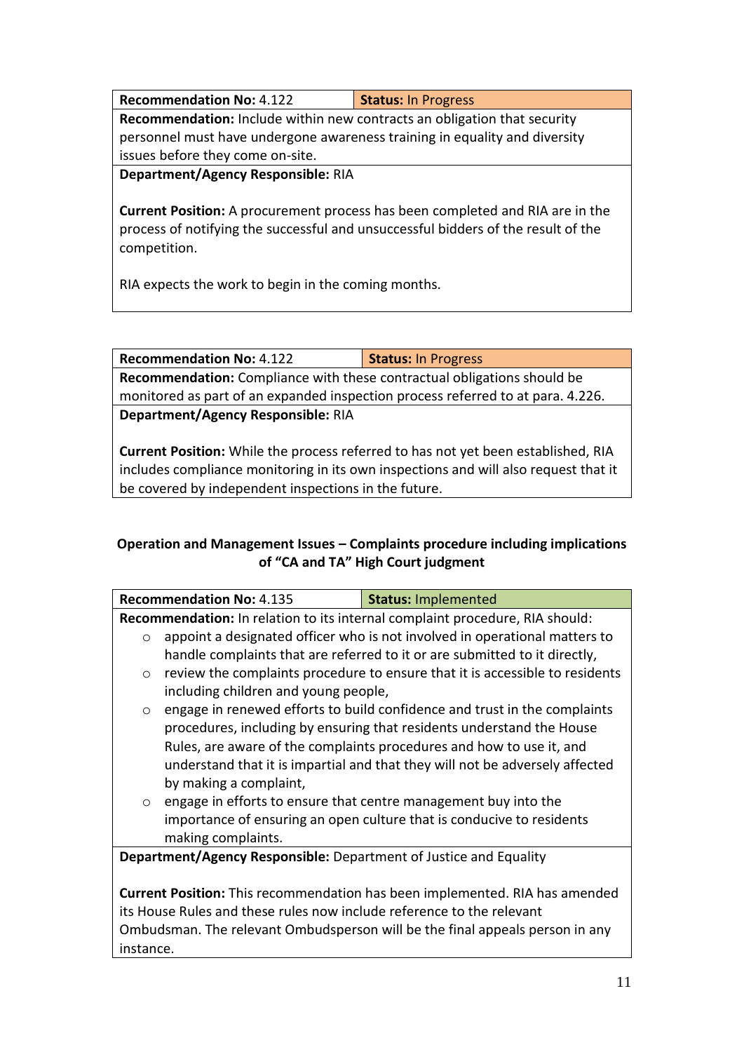| **Recommendation No:** 4.122 | **Status:** In Progress |
|---|---|
| **Recommendation:** Include within new contracts an obligation that security personnel must have undergone awareness training in equality and diversity issues before they come on-site. | |
| **Department/Agency Responsible:** RIA<br><br>**Current Position:** A procurement process has been completed and RIA are in the process of notifying the successful and unsuccessful bidders of the result of the competition.<br><br>RIA expects the work to begin in the coming months. | |

| **Recommendation No:** 4.122 | **Status:** In Progress |
|---|---|
| **Recommendation:** Compliance with these contractual obligations should be monitored as part of an expanded inspection process referred to at para. 4.226. | |
| **Department/Agency Responsible:** RIA<br><br>**Current Position:** While the process referred to has not yet been established, RIA includes compliance monitoring in its own inspections and will also request that it be covered by independent inspections in the future. | |

**Operation and Management Issues – Complaints procedure including implications of "CA and TA" High Court judgment**

| **Recommendation No:** 4.135 | **Status:** Implemented |
|---|---|
| **Recommendation:** In relation to its internal complaint procedure, RIA should:<br>○ appoint a designated officer who is not involved in operational matters to handle complaints that are referred to it or are submitted to it directly,<br>○ review the complaints procedure to ensure that it is accessible to residents including children and young people,<br>○ engage in renewed efforts to build confidence and trust in the complaints procedures, including by ensuring that residents understand the House Rules, are aware of the complaints procedures and how to use it, and understand that it is impartial and that they will not be adversely affected by making a complaint,<br>○ engage in efforts to ensure that centre management buy into the importance of ensuring an open culture that is conducive to residents making complaints. | |
| **Department/Agency Responsible:** Department of Justice and Equality<br><br>**Current Position:** This recommendation has been implemented. RIA has amended its House Rules and these rules now include reference to the relevant Ombudsman. The relevant Ombudsperson will be the final appeals person in any instance. | |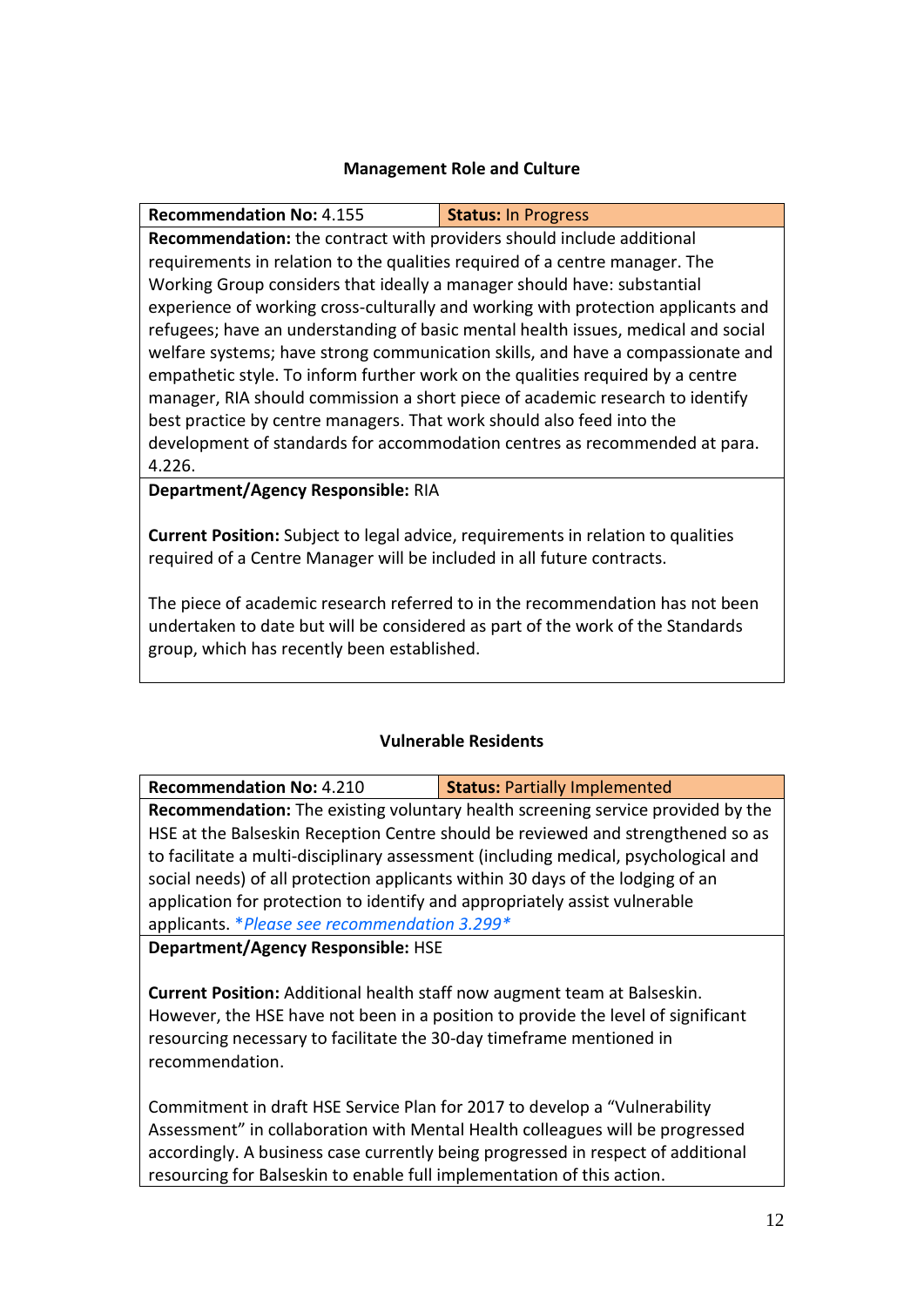## Management Role and Culture

| **Recommendation No:** 4.155 | **Status:** In Progress |
|---|---|
| **Recommendation:** the contract with providers should include additional requirements in relation to the qualities required of a centre manager. The Working Group considers that ideally a manager should have: substantial experience of working cross-culturally and working with protection applicants and refugees; have an understanding of basic mental health issues, medical and social welfare systems; have strong communication skills, and have a compassionate and empathetic style. To inform further work on the qualities required by a centre manager, RIA should commission a short piece of academic research to identify best practice by centre managers. That work should also feed into the development of standards for accommodation centres as recommended at para. 4.226. | |
| **Department/Agency Responsible:** RIA<br><br>**Current Position:** Subject to legal advice, requirements in relation to qualities required of a Centre Manager will be included in all future contracts.<br><br>The piece of academic research referred to in the recommendation has not been undertaken to date but will be considered as part of the work of the Standards group, which has recently been established. | |

## Vulnerable Residents

| **Recommendation No:** 4.210 | **Status:** Partially Implemented |
|---|---|
| **Recommendation:** The existing voluntary health screening service provided by the HSE at the Balseskin Reception Centre should be reviewed and strengthened so as to facilitate a multi-disciplinary assessment (including medical, psychological and social needs) of all protection applicants within 30 days of the lodging of an application for protection to identify and appropriately assist vulnerable applicants. **Please see recommendation 3.299** | |
| **Department/Agency Responsible:** HSE<br><br>**Current Position:** Additional health staff now augment team at Balseskin. However, the HSE have not been in a position to provide the level of significant resourcing necessary to facilitate the 30-day timeframe mentioned in recommendation.<br><br>Commitment in draft HSE Service Plan for 2017 to develop a "Vulnerability Assessment" in collaboration with Mental Health colleagues will be progressed accordingly. A business case currently being progressed in respect of additional resourcing for Balseskin to enable full implementation of this action. | |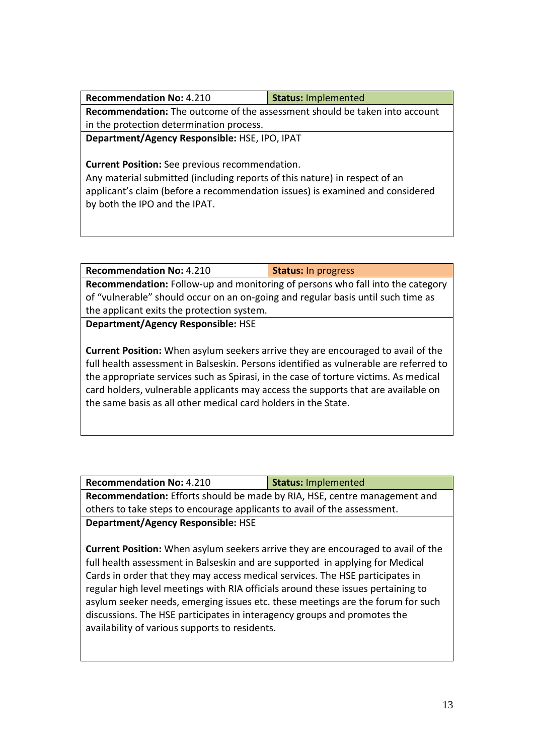| **Recommendation No:** 4.210 | **Status:** Implemented |
|---|---|
| **Recommendation:** The outcome of the assessment should be taken into account in the protection determination process. | |
| **Department/Agency Responsible:** HSE, IPO, IPAT | |
| **Current Position:** See previous recommendation.<br>Any material submitted (including reports of this nature) in respect of an applicant's claim (before a recommendation issues) is examined and considered by both the IPO and the IPAT. | |

| **Recommendation No:** 4.210 | **Status:** In progress |
|---|---|
| **Recommendation:** Follow-up and monitoring of persons who fall into the category of "vulnerable" should occur on an on-going and regular basis until such time as the applicant exits the protection system. | |
| **Department/Agency Responsible:** HSE | |
| **Current Position:** When asylum seekers arrive they are encouraged to avail of the full health assessment in Balseskin. Persons identified as vulnerable are referred to the appropriate services such as Spirasi, in the case of torture victims. As medical card holders, vulnerable applicants may access the supports that are available on the same basis as all other medical card holders in the State. | |

| **Recommendation No:** 4.210 | **Status:** Implemented |
|---|---|
| **Recommendation:** Efforts should be made by RIA, HSE, centre management and others to take steps to encourage applicants to avail of the assessment. | |
| **Department/Agency Responsible:** HSE | |
| **Current Position:** When asylum seekers arrive they are encouraged to avail of the full health assessment in Balseskin and are supported in applying for Medical Cards in order that they may access medical services. The HSE participates in regular high level meetings with RIA officials around these issues pertaining to asylum seeker needs, emerging issues etc. these meetings are the forum for such discussions. The HSE participates in interagency groups and promotes the availability of various supports to residents. | |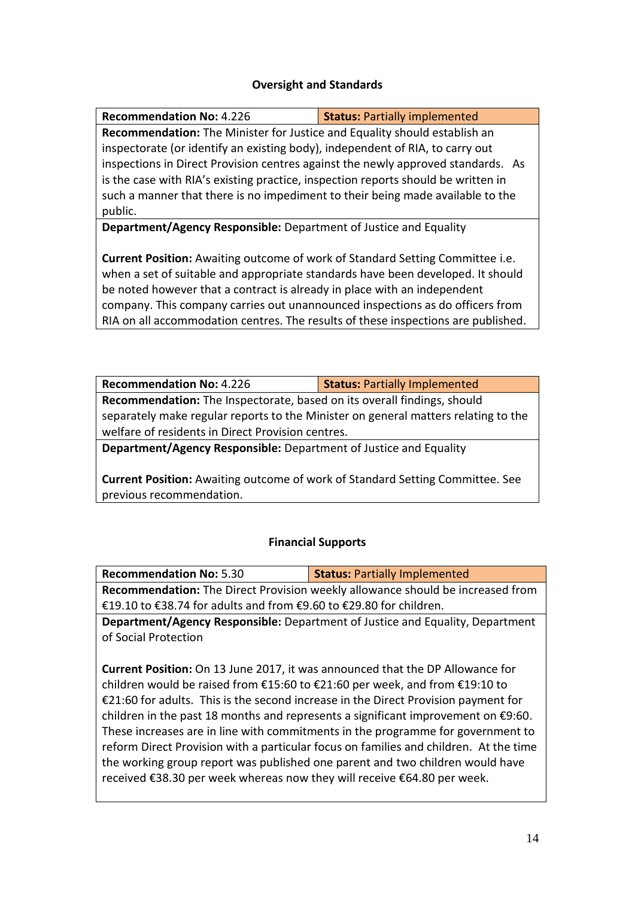## Oversight and Standards

| **Recommendation No:** 4.226 | **Status:** Partially implemented |
|---|---|
| **Recommendation:** The Minister for Justice and Equality should establish an inspectorate (or identify an existing body), independent of RIA, to carry out inspections in Direct Provision centres against the newly approved standards. As is the case with RIA's existing practice, inspection reports should be written in such a manner that there is no impediment to their being made available to the public. | |
| **Department/Agency Responsible:** Department of Justice and Equality<br><br>**Current Position:** Awaiting outcome of work of Standard Setting Committee i.e. when a set of suitable and appropriate standards have been developed. It should be noted however that a contract is already in place with an independent company. This company carries out unannounced inspections as do officers from RIA on all accommodation centres. The results of these inspections are published. | |

| **Recommendation No:** 4.226 | **Status:** Partially Implemented |
|---|---|
| **Recommendation:** The Inspectorate, based on its overall findings, should separately make regular reports to the Minister on general matters relating to the welfare of residents in Direct Provision centres. | |
| **Department/Agency Responsible:** Department of Justice and Equality<br><br>**Current Position:** Awaiting outcome of work of Standard Setting Committee. See previous recommendation. | |

## Financial Supports

| **Recommendation No:** 5.30 | **Status:** Partially Implemented |
|---|---|
| **Recommendation:** The Direct Provision weekly allowance should be increased from €19.10 to €38.74 for adults and from €9.60 to €29.80 for children. | |
| **Department/Agency Responsible:** Department of Justice and Equality, Department of Social Protection<br><br>**Current Position:** On 13 June 2017, it was announced that the DP Allowance for children would be raised from €15:60 to €21:60 per week, and from €19:10 to €21:60 for adults. This is the second increase in the Direct Provision payment for children in the past 18 months and represents a significant improvement on €9:60. These increases are in line with commitments in the programme for government to reform Direct Provision with a particular focus on families and children. At the time the working group report was published one parent and two children would have received €38.30 per week whereas now they will receive €64.80 per week. | |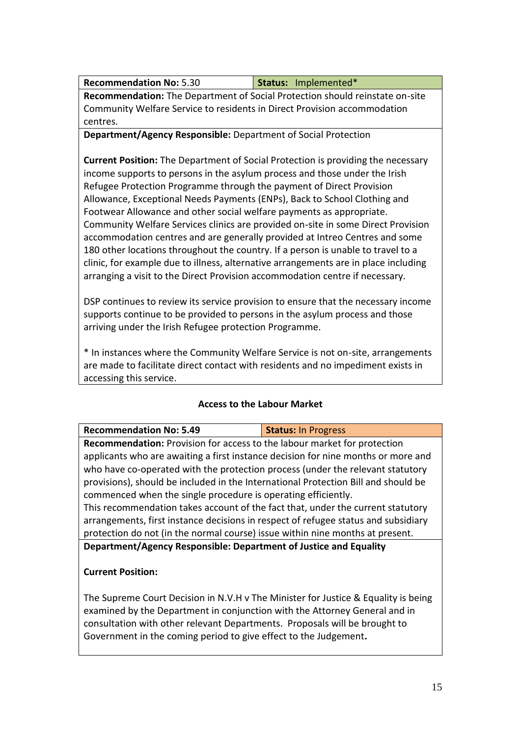| **Recommendation No:** 5.30 | **Status:** Implemented* |
| --- | --- |

**Recommendation:** The Department of Social Protection should reinstate on-site Community Welfare Service to residents in Direct Provision accommodation centres.

**Department/Agency Responsible:** Department of Social Protection

**Current Position:** The Department of Social Protection is providing the necessary income supports to persons in the asylum process and those under the Irish Refugee Protection Programme through the payment of Direct Provision Allowance, Exceptional Needs Payments (ENPs), Back to School Clothing and Footwear Allowance and other social welfare payments as appropriate. Community Welfare Services clinics are provided on-site in some Direct Provision accommodation centres and are generally provided at Intreo Centres and some 180 other locations throughout the country. If a person is unable to travel to a clinic, for example due to illness, alternative arrangements are in place including arranging a visit to the Direct Provision accommodation centre if necessary.

DSP continues to review its service provision to ensure that the necessary income supports continue to be provided to persons in the asylum process and those arriving under the Irish Refugee protection Programme.

* In instances where the Community Welfare Service is not on-site, arrangements are made to facilitate direct contact with residents and no impediment exists in accessing this service.

## Access to the Labour Market

| **Recommendation No: 5.49** | **Status:** In Progress |
| --- | --- |

**Recommendation:** Provision for access to the labour market for protection applicants who are awaiting a first instance decision for nine months or more and who have co-operated with the protection process (under the relevant statutory provisions), should be included in the International Protection Bill and should be commenced when the single procedure is operating efficiently.
This recommendation takes account of the fact that, under the current statutory arrangements, first instance decisions in respect of refugee status and subsidiary protection do not (in the normal course) issue within nine months at present.

**Department/Agency Responsible: Department of Justice and Equality**

**Current Position:**

The Supreme Court Decision in N.V.H v The Minister for Justice & Equality is being examined by the Department in conjunction with the Attorney General and in consultation with other relevant Departments. Proposals will be brought to Government in the coming period to give effect to the Judgement**.**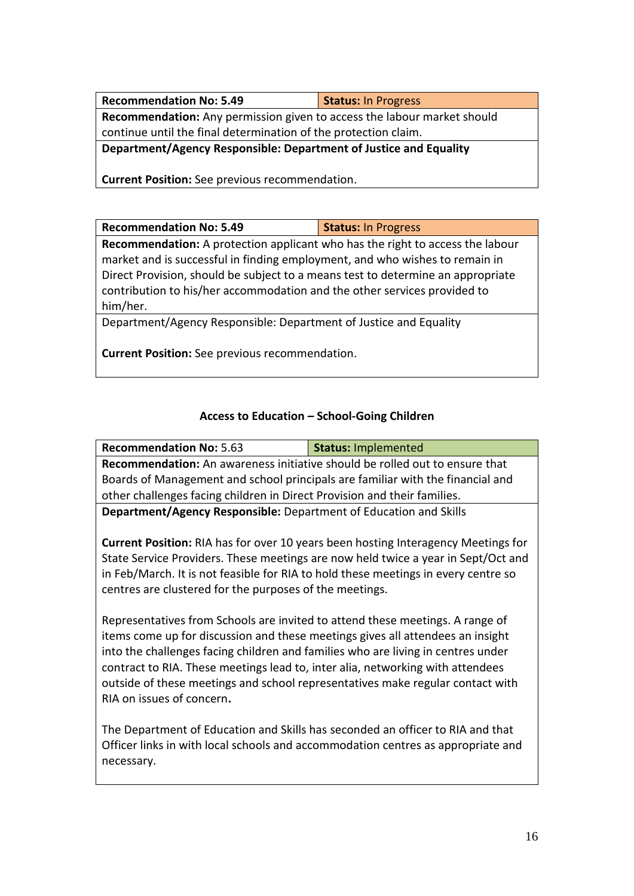| **Recommendation No: 5.49** | **Status:** In Progress |
|---|---|
| **Recommendation:** Any permission given to access the labour market should continue until the final determination of the protection claim. | |
| **Department/Agency Responsible: Department of Justice and Equality** | |
| **Current Position:** See previous recommendation. | |

| **Recommendation No: 5.49** | **Status:** In Progress |
|---|---|
| **Recommendation:** A protection applicant who has the right to access the labour market and is successful in finding employment, and who wishes to remain in Direct Provision, should be subject to a means test to determine an appropriate contribution to his/her accommodation and the other services provided to him/her. | |
| Department/Agency Responsible: Department of Justice and Equality | |
| **Current Position:** See previous recommendation. | |

### Access to Education – School-Going Children

| **Recommendation No:** 5.63 | **Status:** Implemented |
|---|---|
| **Recommendation:** An awareness initiative should be rolled out to ensure that Boards of Management and school principals are familiar with the financial and other challenges facing children in Direct Provision and their families. | |
| **Department/Agency Responsible:** Department of Education and Skills | |
| **Current Position:** RIA has for over 10 years been hosting Interagency Meetings for State Service Providers. These meetings are now held twice a year in Sept/Oct and in Feb/March. It is not feasible for RIA to hold these meetings in every centre so centres are clustered for the purposes of the meetings.<br><br>Representatives from Schools are invited to attend these meetings. A range of items come up for discussion and these meetings gives all attendees an insight into the challenges facing children and families who are living in centres under contract to RIA. These meetings lead to, inter alia, networking with attendees outside of these meetings and school representatives make regular contact with RIA on issues of concern.<br><br>The Department of Education and Skills has seconded an officer to RIA and that Officer links in with local schools and accommodation centres as appropriate and necessary. | |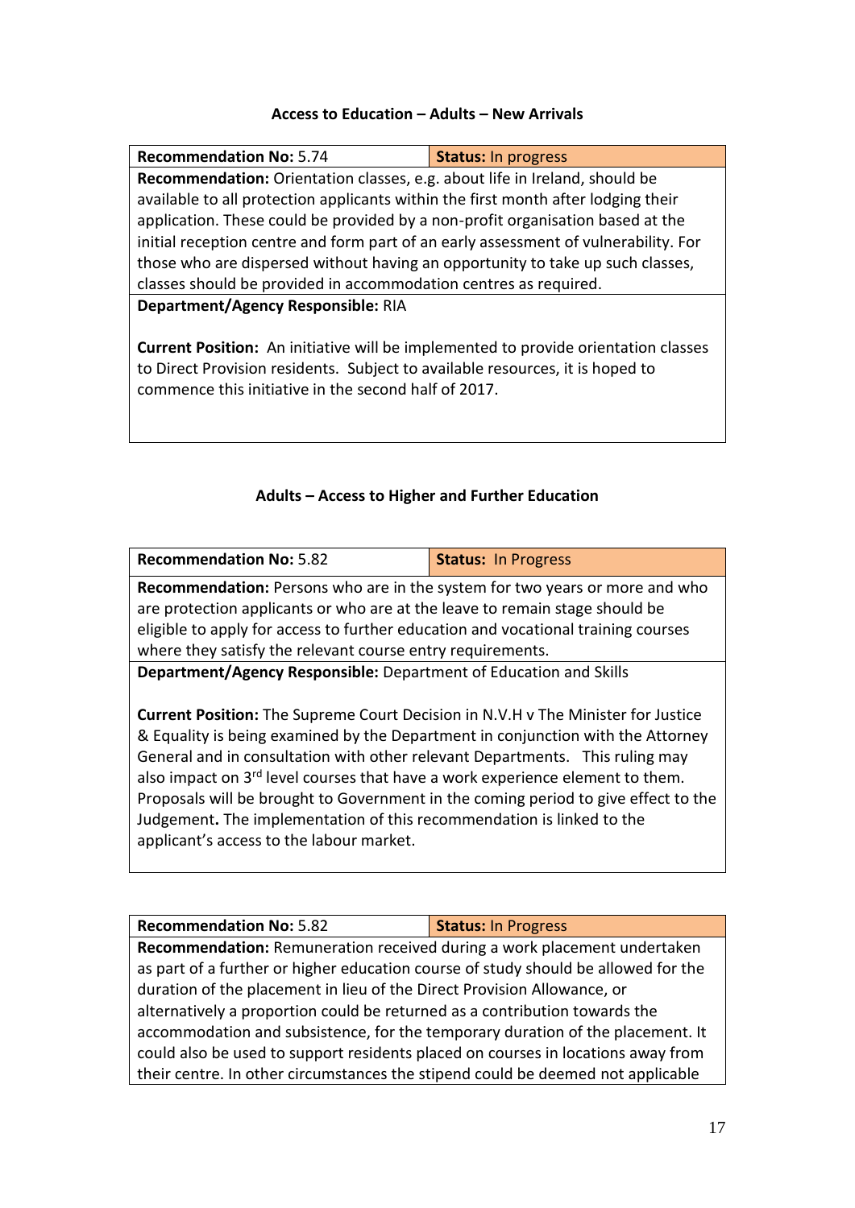### Access to Education – Adults – New Arrivals

| **Recommendation No:** 5.74 | **Status:** In progress |
| --- | --- |
| **Recommendation:** Orientation classes, e.g. about life in Ireland, should be available to all protection applicants within the first month after lodging their application. These could be provided by a non-profit organisation based at the initial reception centre and form part of an early assessment of vulnerability. For those who are dispersed without having an opportunity to take up such classes, classes should be provided in accommodation centres as required. | |
| **Department/Agency Responsible:** RIA<br><br>**Current Position:** An initiative will be implemented to provide orientation classes to Direct Provision residents. Subject to available resources, it is hoped to commence this initiative in the second half of 2017. | |

### Adults – Access to Higher and Further Education

| **Recommendation No:** 5.82 | **Status:** In Progress |
| --- | --- |
| **Recommendation:** Persons who are in the system for two years or more and who are protection applicants or who are at the leave to remain stage should be eligible to apply for access to further education and vocational training courses where they satisfy the relevant course entry requirements. | |
| **Department/Agency Responsible:** Department of Education and Skills<br><br>**Current Position:** The Supreme Court Decision in N.V.H v The Minister for Justice & Equality is being examined by the Department in conjunction with the Attorney General and in consultation with other relevant Departments. This ruling may also impact on 3rd level courses that have a work experience element to them. Proposals will be brought to Government in the coming period to give effect to the Judgement**.** The implementation of this recommendation is linked to the applicant's access to the labour market. | |

| **Recommendation No:** 5.82 | **Status:** In Progress |
| --- | --- |
| **Recommendation:** Remuneration received during a work placement undertaken as part of a further or higher education course of study should be allowed for the duration of the placement in lieu of the Direct Provision Allowance, or alternatively a proportion could be returned as a contribution towards the accommodation and subsistence, for the temporary duration of the placement. It could also be used to support residents placed on courses in locations away from their centre. In other circumstances the stipend could be deemed not applicable | |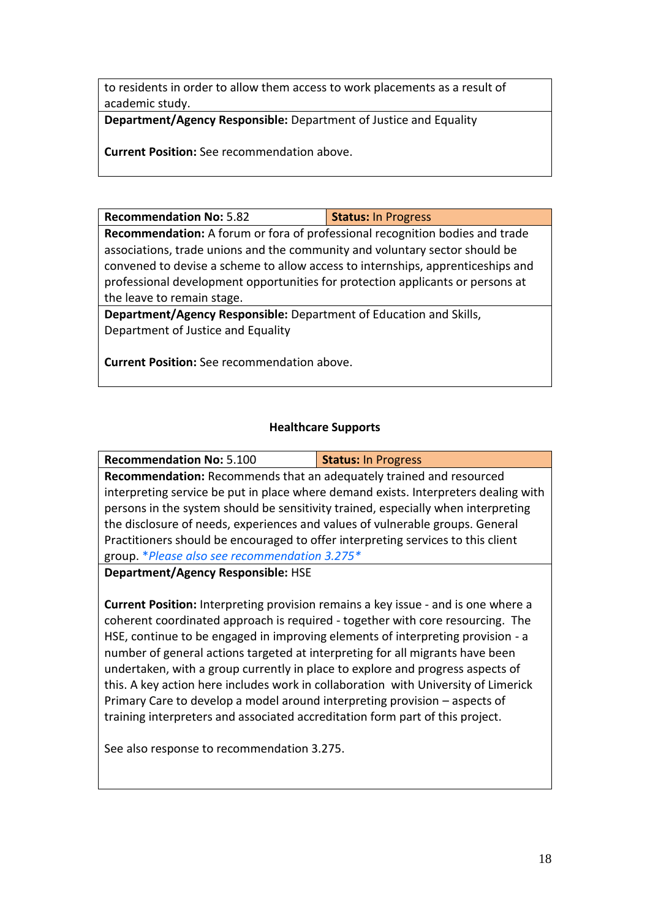| to residents in order to allow them access to work placements as a result of academic study. |
|---|
| **Department/Agency Responsible:** Department of Justice and Equality<br><br>**Current Position:** See recommendation above. |

| **Recommendation No:** 5.82 | **Status:** In Progress |
|---|---|
| **Recommendation:** A forum or fora of professional recognition bodies and trade associations, trade unions and the community and voluntary sector should be convened to devise a scheme to allow access to internships, apprenticeships and professional development opportunities for protection applicants or persons at the leave to remain stage. | |
| **Department/Agency Responsible:** Department of Education and Skills, Department of Justice and Equality<br><br>**Current Position:** See recommendation above. | |

### Healthcare Supports

| **Recommendation No:** 5.100 | **Status:** In Progress |
|---|---|
| **Recommendation:** Recommends that an adequately trained and resourced interpreting service be put in place where demand exists. Interpreters dealing with persons in the system should be sensitivity trained, especially when interpreting the disclosure of needs, experiences and values of vulnerable groups. General Practitioners should be encouraged to offer interpreting services to this client group. **Please also see recommendation 3.275** | |
| **Department/Agency Responsible:** HSE<br><br>**Current Position:** Interpreting provision remains a key issue - and is one where a coherent coordinated approach is required - together with core resourcing. The HSE, continue to be engaged in improving elements of interpreting provision - a number of general actions targeted at interpreting for all migrants have been undertaken, with a group currently in place to explore and progress aspects of this. A key action here includes work in collaboration with University of Limerick Primary Care to develop a model around interpreting provision – aspects of training interpreters and associated accreditation form part of this project.<br><br>See also response to recommendation 3.275. | |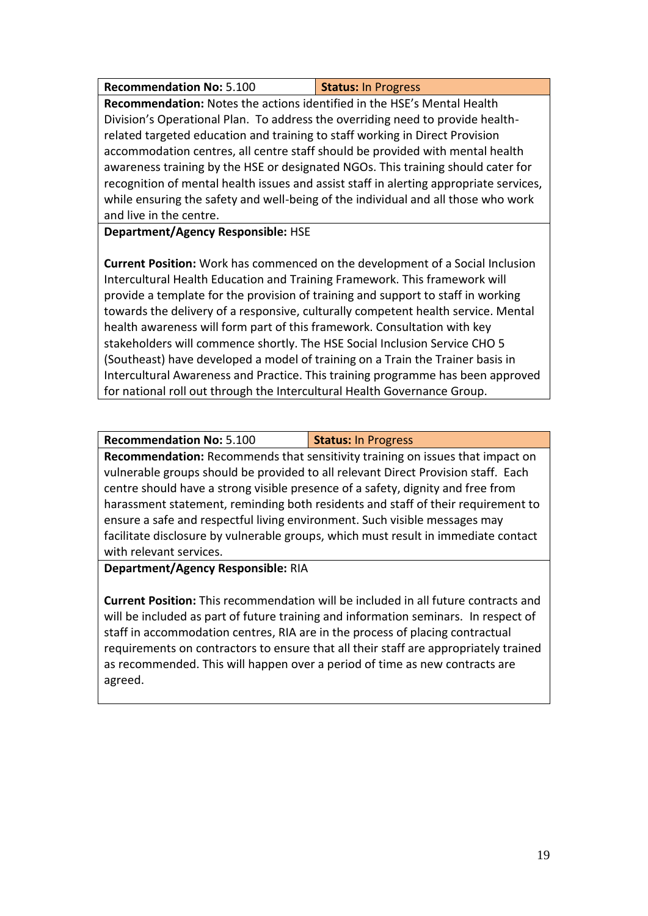| **Recommendation No:** 5.100 | **Status:** In Progress |
|---|---|
| **Recommendation:** Notes the actions identified in the HSE's Mental Health Division's Operational Plan. To address the overriding need to provide health-related targeted education and training to staff working in Direct Provision accommodation centres, all centre staff should be provided with mental health awareness training by the HSE or designated NGOs. This training should cater for recognition of mental health issues and assist staff in alerting appropriate services, while ensuring the safety and well-being of the individual and all those who work and live in the centre. | |
| **Department/Agency Responsible:** HSE<br><br>**Current Position:** Work has commenced on the development of a Social Inclusion Intercultural Health Education and Training Framework. This framework will provide a template for the provision of training and support to staff in working towards the delivery of a responsive, culturally competent health service. Mental health awareness will form part of this framework. Consultation with key stakeholders will commence shortly. The HSE Social Inclusion Service CHO 5 (Southeast) have developed a model of training on a Train the Trainer basis in Intercultural Awareness and Practice. This training programme has been approved for national roll out through the Intercultural Health Governance Group. | |

| **Recommendation No:** 5.100 | **Status:** In Progress |
|---|---|
| **Recommendation:** Recommends that sensitivity training on issues that impact on vulnerable groups should be provided to all relevant Direct Provision staff. Each centre should have a strong visible presence of a safety, dignity and free from harassment statement, reminding both residents and staff of their requirement to ensure a safe and respectful living environment. Such visible messages may facilitate disclosure by vulnerable groups, which must result in immediate contact with relevant services. | |
| **Department/Agency Responsible:** RIA<br><br>**Current Position:** This recommendation will be included in all future contracts and will be included as part of future training and information seminars. In respect of staff in accommodation centres, RIA are in the process of placing contractual requirements on contractors to ensure that all their staff are appropriately trained as recommended. This will happen over a period of time as new contracts are agreed. | |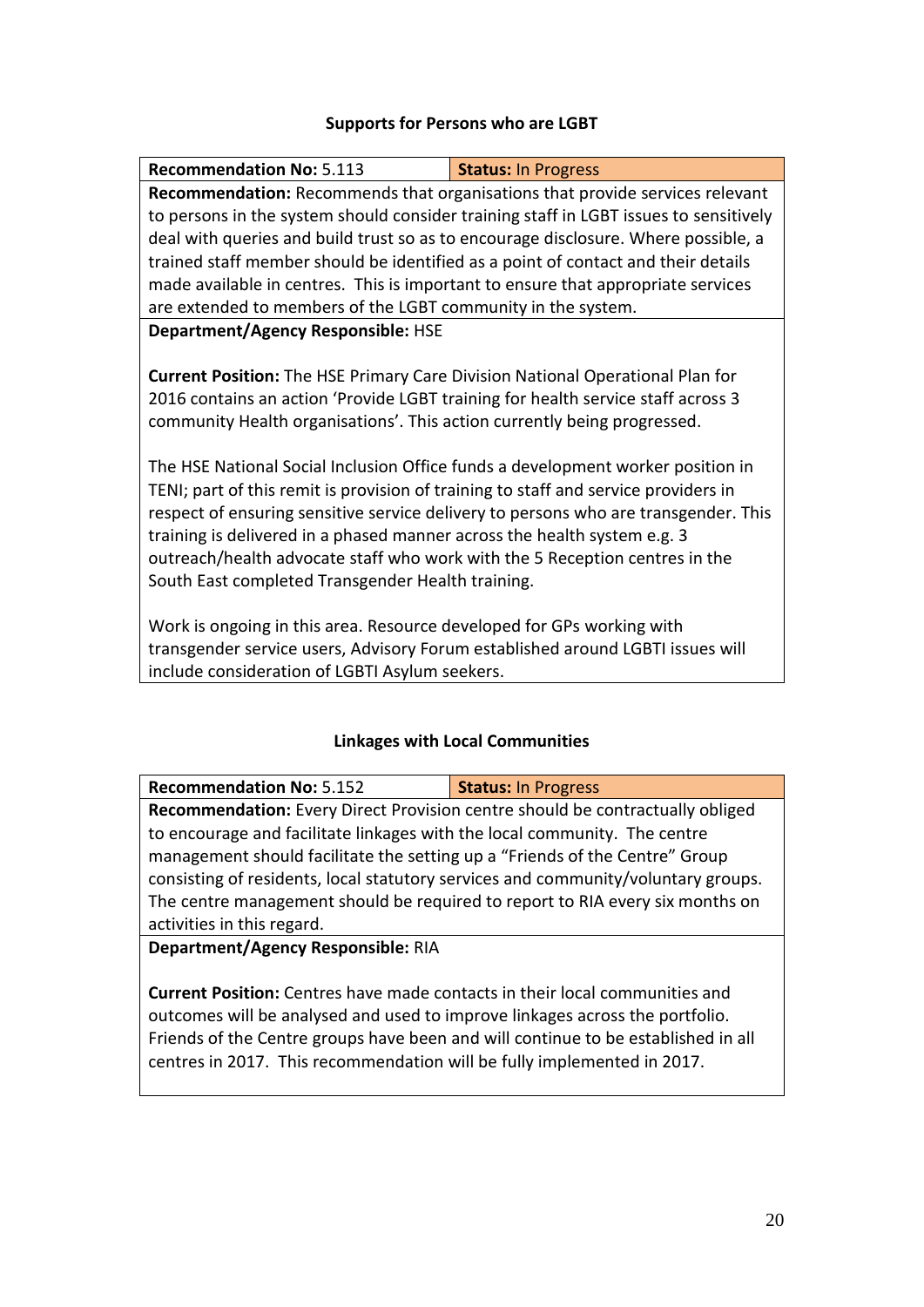### Supports for Persons who are LGBT

| **Recommendation No:** 5.113 | **Status:** In Progress |
|---|---|
| **Recommendation:** Recommends that organisations that provide services relevant to persons in the system should consider training staff in LGBT issues to sensitively deal with queries and build trust so as to encourage disclosure. Where possible, a trained staff member should be identified as a point of contact and their details made available in centres. This is important to ensure that appropriate services are extended to members of the LGBT community in the system. | |
| **Department/Agency Responsible:** HSE<br><br>**Current Position:** The HSE Primary Care Division National Operational Plan for 2016 contains an action 'Provide LGBT training for health service staff across 3 community Health organisations'. This action currently being progressed.<br><br>The HSE National Social Inclusion Office funds a development worker position in TENI; part of this remit is provision of training to staff and service providers in respect of ensuring sensitive service delivery to persons who are transgender. This training is delivered in a phased manner across the health system e.g. 3 outreach/health advocate staff who work with the 5 Reception centres in the South East completed Transgender Health training.<br><br>Work is ongoing in this area. Resource developed for GPs working with transgender service users, Advisory Forum established around LGBTI issues will include consideration of LGBTI Asylum seekers. | |

### Linkages with Local Communities

| **Recommendation No:** 5.152 | **Status:** In Progress |
|---|---|
| **Recommendation:** Every Direct Provision centre should be contractually obliged to encourage and facilitate linkages with the local community. The centre management should facilitate the setting up a "Friends of the Centre" Group consisting of residents, local statutory services and community/voluntary groups. The centre management should be required to report to RIA every six months on activities in this regard. | |
| **Department/Agency Responsible:** RIA<br><br>**Current Position:** Centres have made contacts in their local communities and outcomes will be analysed and used to improve linkages across the portfolio. Friends of the Centre groups have been and will continue to be established in all centres in 2017. This recommendation will be fully implemented in 2017. | |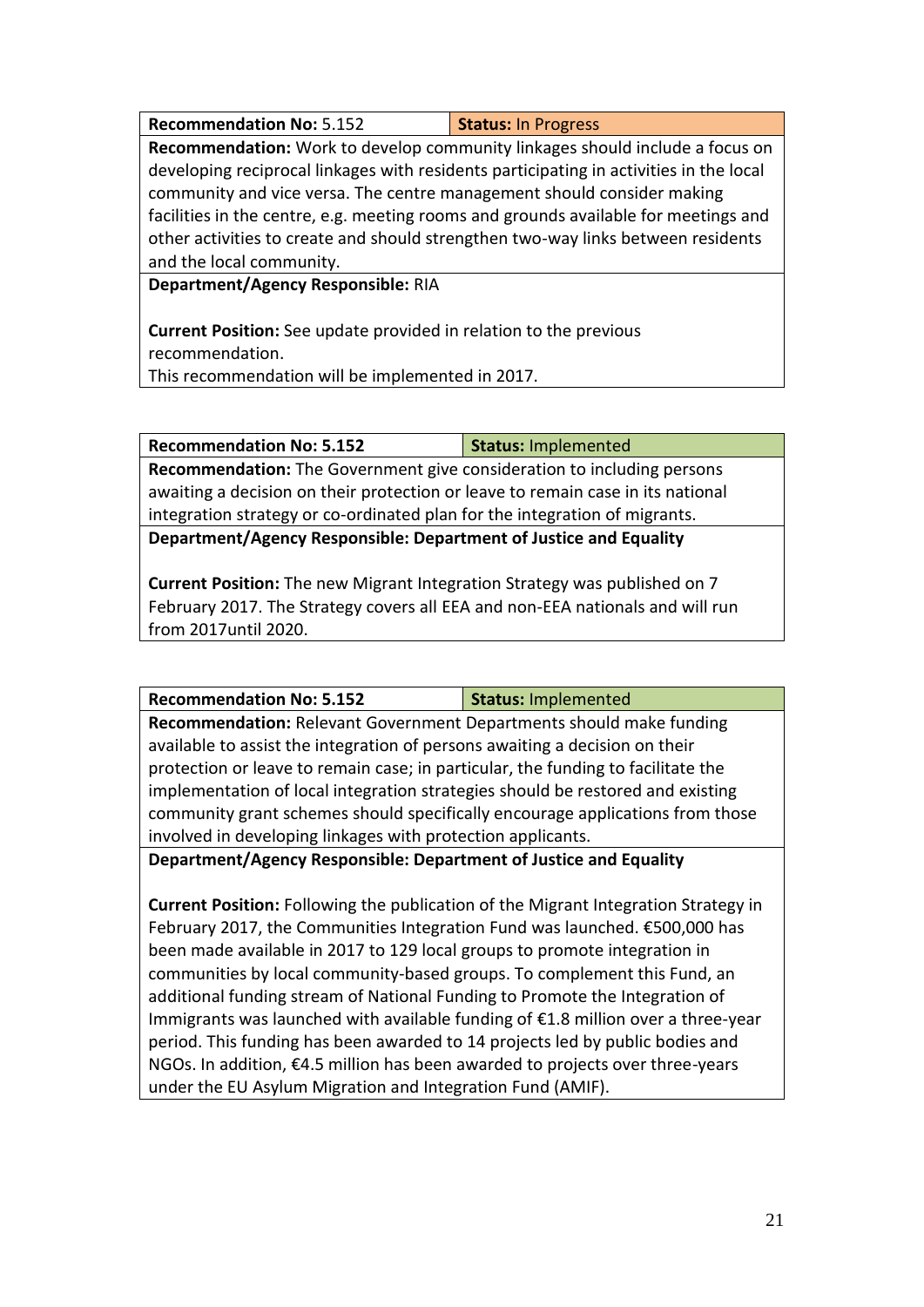| **Recommendation No:** 5.152 | **Status:** In Progress |
|---|---|
| **Recommendation:** Work to develop community linkages should include a focus on developing reciprocal linkages with residents participating in activities in the local community and vice versa. The centre management should consider making facilities in the centre, e.g. meeting rooms and grounds available for meetings and other activities to create and should strengthen two-way links between residents and the local community. | |
| **Department/Agency Responsible:** RIA<br><br>**Current Position:** See update provided in relation to the previous recommendation.<br>This recommendation will be implemented in 2017. | |

| **Recommendation No: 5.152** | **Status:** Implemented |
|---|---|
| **Recommendation:** The Government give consideration to including persons awaiting a decision on their protection or leave to remain case in its national integration strategy or co-ordinated plan for the integration of migrants. | |
| **Department/Agency Responsible: Department of Justice and Equality**<br><br>**Current Position:** The new Migrant Integration Strategy was published on 7 February 2017. The Strategy covers all EEA and non-EEA nationals and will run from 2017until 2020. | |

| **Recommendation No: 5.152** | **Status:** Implemented |
|---|---|
| **Recommendation:** Relevant Government Departments should make funding available to assist the integration of persons awaiting a decision on their protection or leave to remain case; in particular, the funding to facilitate the implementation of local integration strategies should be restored and existing community grant schemes should specifically encourage applications from those involved in developing linkages with protection applicants. | |
| **Department/Agency Responsible: Department of Justice and Equality**<br><br>**Current Position:** Following the publication of the Migrant Integration Strategy in February 2017, the Communities Integration Fund was launched. €500,000 has been made available in 2017 to 129 local groups to promote integration in communities by local community-based groups. To complement this Fund, an additional funding stream of National Funding to Promote the Integration of Immigrants was launched with available funding of €1.8 million over a three-year period. This funding has been awarded to 14 projects led by public bodies and NGOs. In addition, €4.5 million has been awarded to projects over three-years under the EU Asylum Migration and Integration Fund (AMIF). | |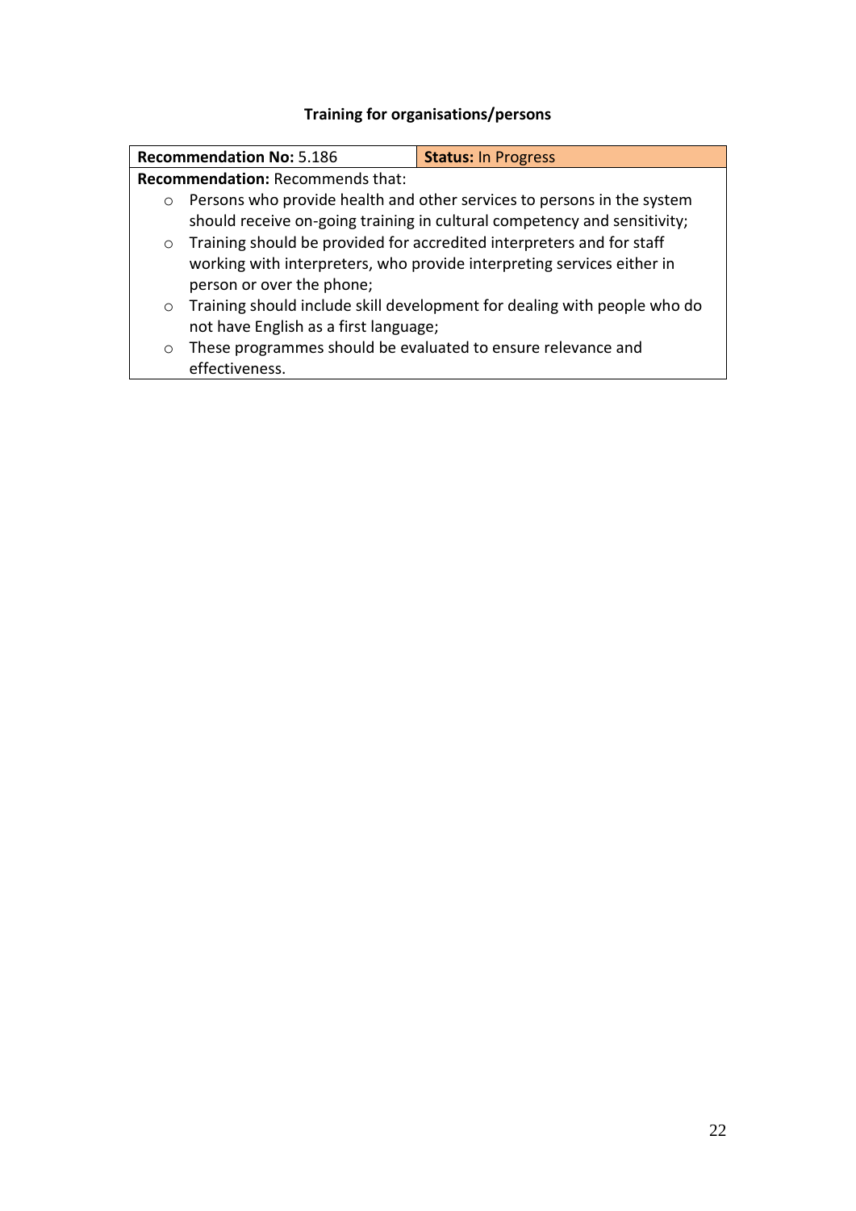## Training for organisations/persons

| **Recommendation No:** 5.186 | **Status:** In Progress |
|---|---|
| **Recommendation:** Recommends that:<br>- Persons who provide health and other services to persons in the system should receive on-going training in cultural competency and sensitivity;<br>- Training should be provided for accredited interpreters and for staff working with interpreters, who provide interpreting services either in person or over the phone;<br>- Training should include skill development for dealing with people who do not have English as a first language;<br>- These programmes should be evaluated to ensure relevance and effectiveness. | |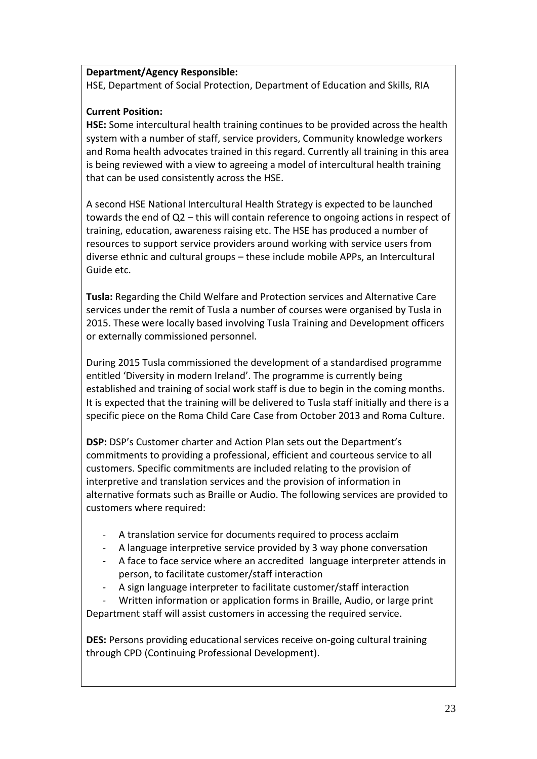**Department/Agency Responsible:**
HSE, Department of Social Protection, Department of Education and Skills, RIA

**Current Position:**

**HSE:** Some intercultural health training continues to be provided across the health system with a number of staff, service providers, Community knowledge workers and Roma health advocates trained in this regard. Currently all training in this area is being reviewed with a view to agreeing a model of intercultural health training that can be used consistently across the HSE.

A second HSE National Intercultural Health Strategy is expected to be launched towards the end of Q2 – this will contain reference to ongoing actions in respect of training, education, awareness raising etc. The HSE has produced a number of resources to support service providers around working with service users from diverse ethnic and cultural groups – these include mobile APPs, an Intercultural Guide etc.

**Tusla:** Regarding the Child Welfare and Protection services and Alternative Care services under the remit of Tusla a number of courses were organised by Tusla in 2015. These were locally based involving Tusla Training and Development officers or externally commissioned personnel.

During 2015 Tusla commissioned the development of a standardised programme entitled 'Diversity in modern Ireland'. The programme is currently being established and training of social work staff is due to begin in the coming months. It is expected that the training will be delivered to Tusla staff initially and there is a specific piece on the Roma Child Care Case from October 2013 and Roma Culture.

**DSP:** DSP's Customer charter and Action Plan sets out the Department's commitments to providing a professional, efficient and courteous service to all customers. Specific commitments are included relating to the provision of interpretive and translation services and the provision of information in alternative formats such as Braille or Audio. The following services are provided to customers where required:

- A translation service for documents required to process acclaim
- A language interpretive service provided by 3 way phone conversation
- A face to face service where an accredited language interpreter attends in person, to facilitate customer/staff interaction
- A sign language interpreter to facilitate customer/staff interaction
- Written information or application forms in Braille, Audio, or large print

Department staff will assist customers in accessing the required service.

**DES:** Persons providing educational services receive on-going cultural training through CPD (Continuing Professional Development).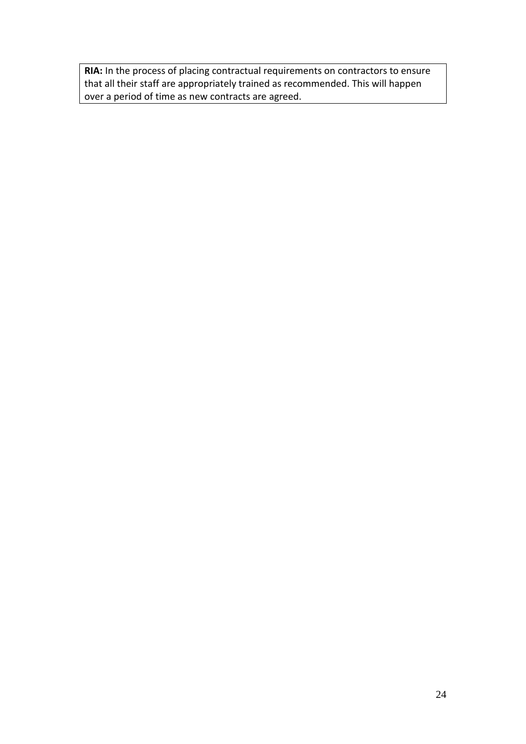**RIA:** In the process of placing contractual requirements on contractors to ensure that all their staff are appropriately trained as recommended. This will happen over a period of time as new contracts are agreed.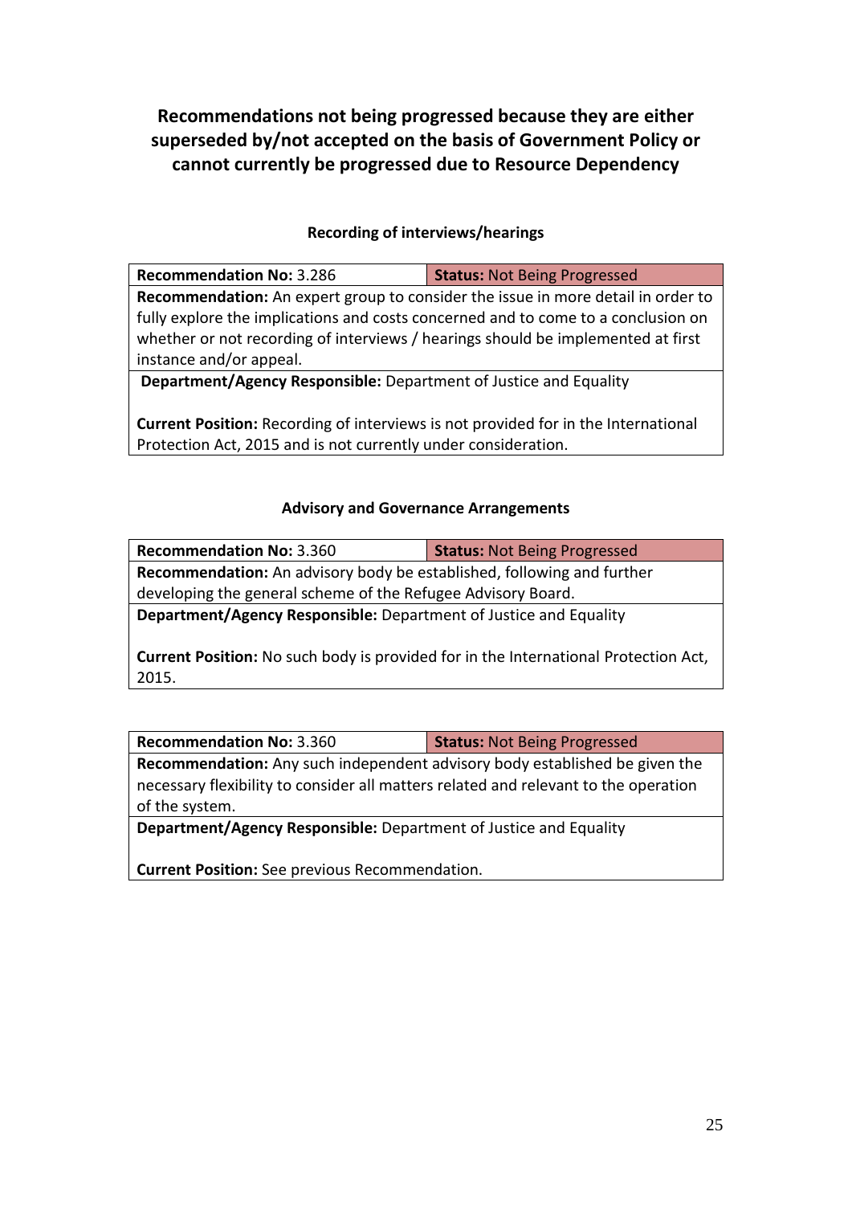# Recommendations not being progressed because they are either superseded by/not accepted on the basis of Government Policy or cannot currently be progressed due to Resource Dependency

### Recording of interviews/hearings

| **Recommendation No:** 3.286 | **Status:** Not Being Progressed |
| --- | --- |
| **Recommendation:** An expert group to consider the issue in more detail in order to fully explore the implications and costs concerned and to come to a conclusion on whether or not recording of interviews / hearings should be implemented at first instance and/or appeal. | |
| **Department/Agency Responsible:** Department of Justice and Equality<br><br>**Current Position:** Recording of interviews is not provided for in the International Protection Act, 2015 and is not currently under consideration. | |

### Advisory and Governance Arrangements

| **Recommendation No:** 3.360 | **Status:** Not Being Progressed |
| --- | --- |
| **Recommendation:** An advisory body be established, following and further developing the general scheme of the Refugee Advisory Board. | |
| **Department/Agency Responsible:** Department of Justice and Equality<br><br>**Current Position:** No such body is provided for in the International Protection Act, 2015. | |

| **Recommendation No:** 3.360 | **Status:** Not Being Progressed |
| --- | --- |
| **Recommendation:** Any such independent advisory body established be given the necessary flexibility to consider all matters related and relevant to the operation of the system. | |
| **Department/Agency Responsible:** Department of Justice and Equality<br><br>**Current Position:** See previous Recommendation. | |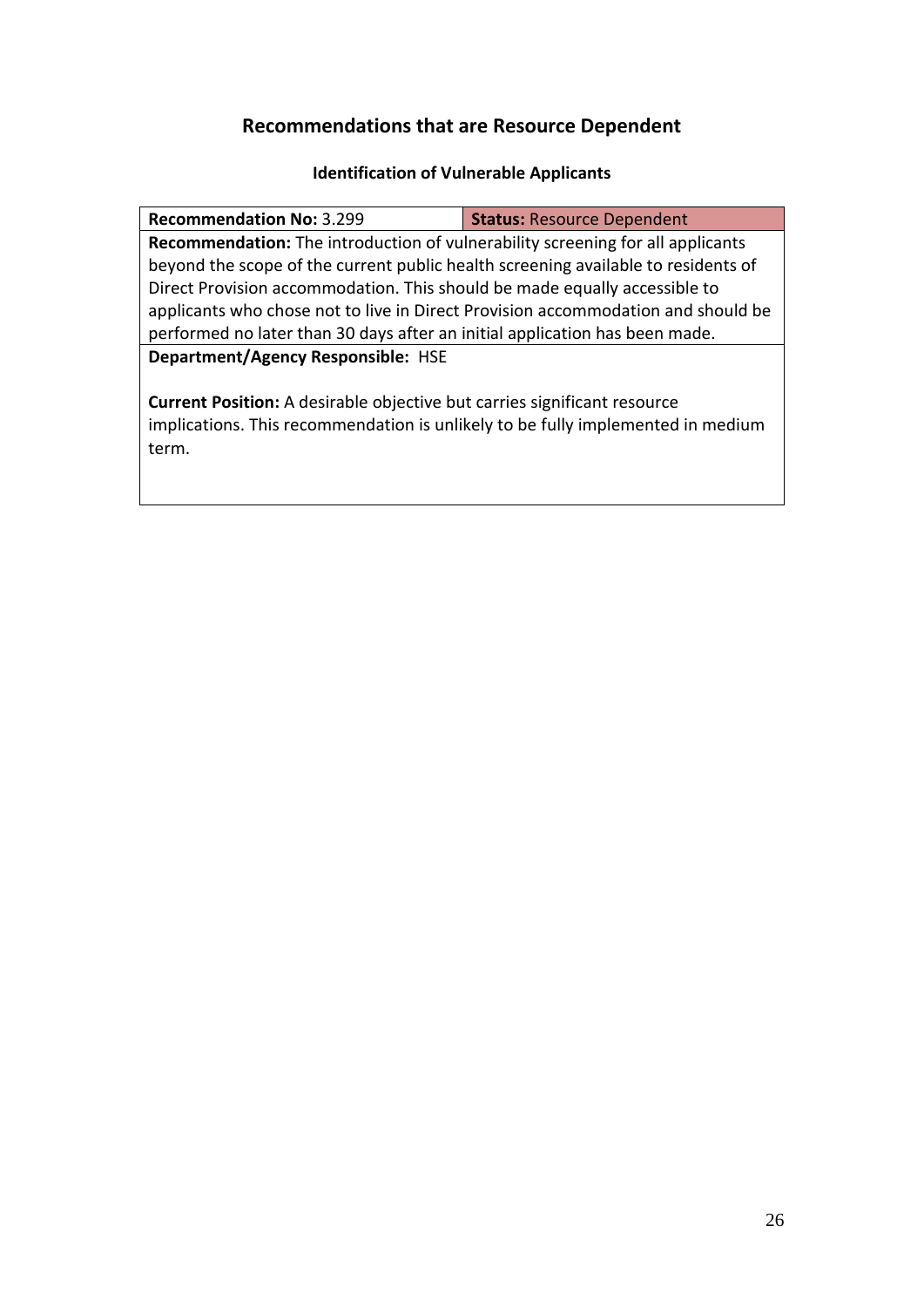# Recommendations that are Resource Dependent

## Identification of Vulnerable Applicants

| | |
|---|---|
| **Recommendation No:** 3.299 | **Status:** Resource Dependent |
| **Recommendation:** The introduction of vulnerability screening for all applicants beyond the scope of the current public health screening available to residents of Direct Provision accommodation. This should be made equally accessible to applicants who chose not to live in Direct Provision accommodation and should be performed no later than 30 days after an initial application has been made. | |
| **Department/Agency Responsible:** HSE<br><br>**Current Position:** A desirable objective but carries significant resource implications. This recommendation is unlikely to be fully implemented in medium term. | |